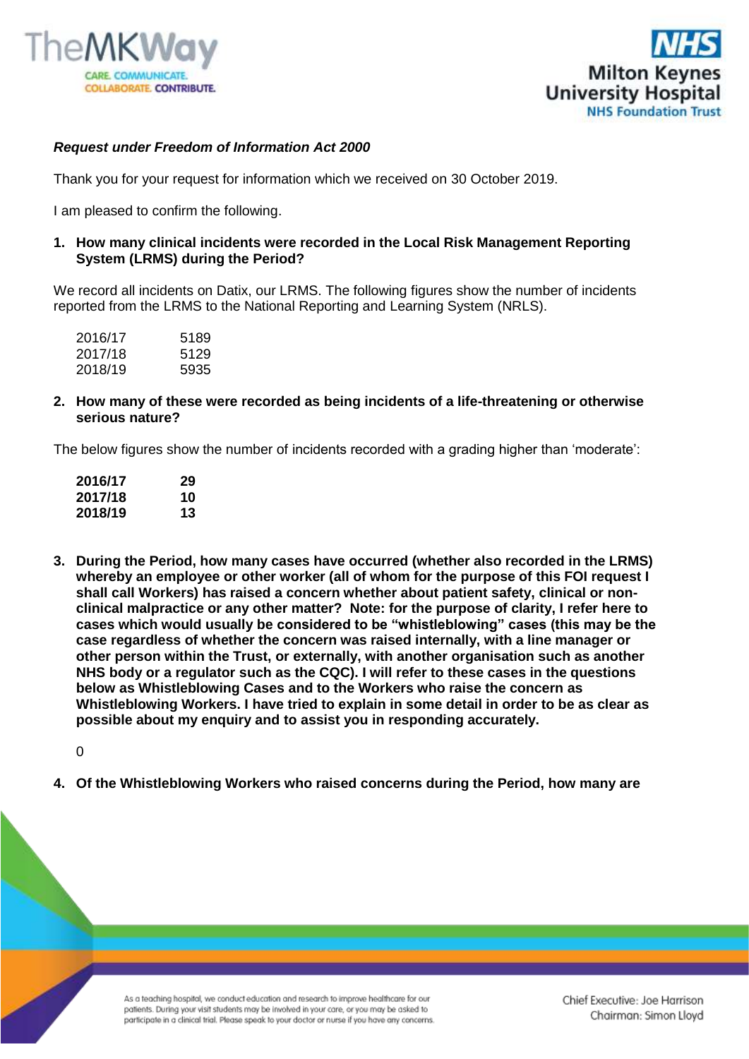***Request under Freedom of Information Act 2000***

Thank you for your request for information which we received on 30 October 2019.

I am pleased to confirm the following.

1. **How many clinical incidents were recorded in the Local Risk Management Reporting System (LRMS) during the Period?**

We record all incidents on Datix, our LRMS. The following figures show the number of incidents reported from the LRMS to the National Reporting and Learning System (NRLS).

| | |
|---|---|
| 2016/17 | 5189 |
| 2017/18 | 5129 |
| 2018/19 | 5935 |

2. **How many of these were recorded as being incidents of a life-threatening or otherwise serious nature?**

The below figures show the number of incidents recorded with a grading higher than 'moderate':

| | |
|---|---|
| **2016/17** | **29** |
| **2017/18** | **10** |
| **2018/19** | **13** |

3. **During the Period, how many cases have occurred (whether also recorded in the LRMS) whereby an employee or other worker (all of whom for the purpose of this FOI request I shall call Workers) has raised a concern whether about patient safety, clinical or non-clinical malpractice or any other matter? Note: for the purpose of clarity, I refer here to cases which would usually be considered to be "whistleblowing" cases (this may be the case regardless of whether the concern was raised internally, with a line manager or other person within the Trust, or externally, with another organisation such as another NHS body or a regulator such as the CQC). I will refer to these cases in the questions below as Whistleblowing Cases and to the Workers who raise the concern as Whistleblowing Workers. I have tried to explain in some detail in order to be as clear as possible about my enquiry and to assist you in responding accurately.**

0

4. **Of the Whistleblowing Workers who raised concerns during the Period, how many are**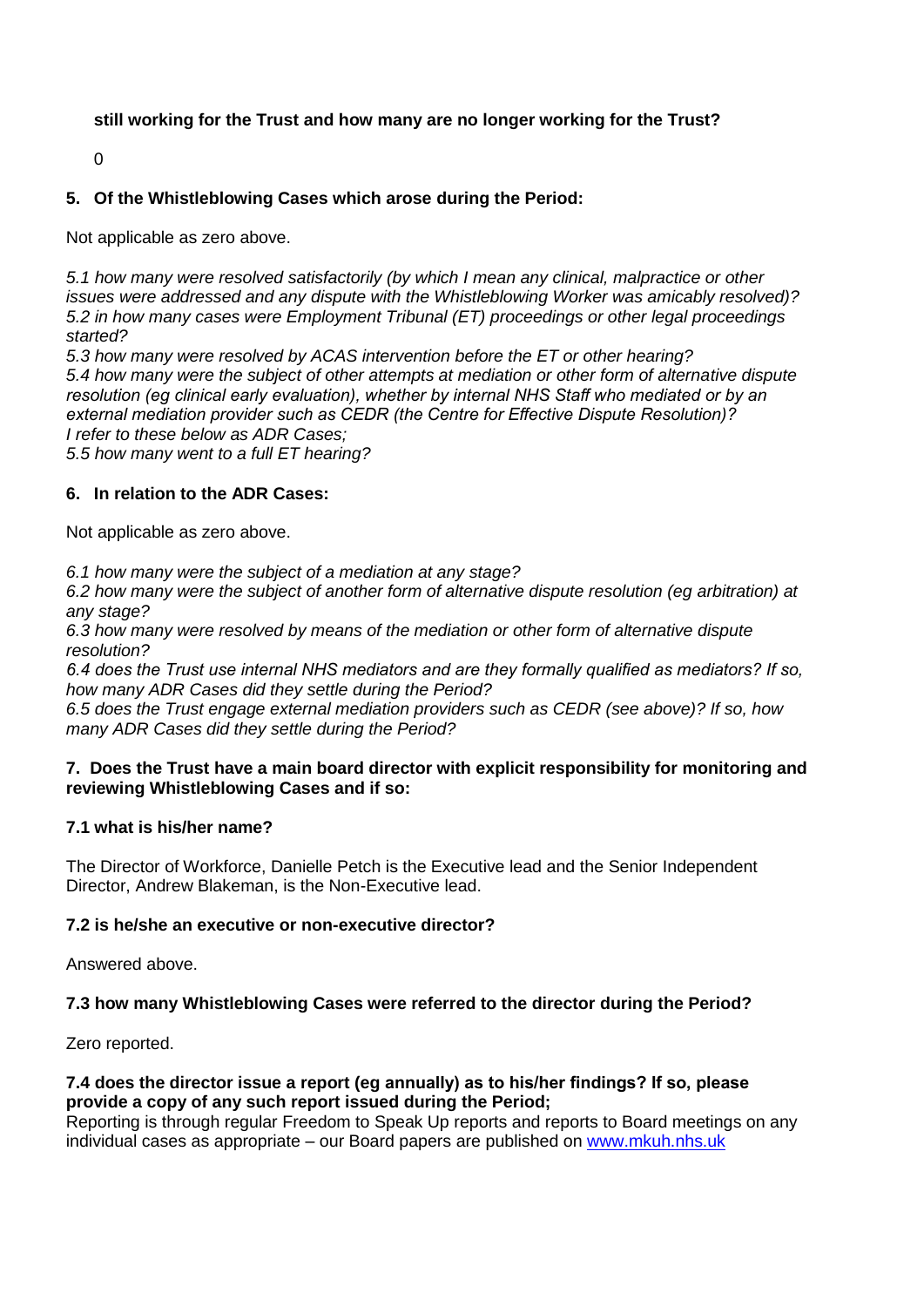**still working for the Trust and how many are no longer working for the Trust?**

0

**5. Of the Whistleblowing Cases which arose during the Period:**

Not applicable as zero above.

*5.1 how many were resolved satisfactorily (by which I mean any clinical, malpractice or other issues were addressed and any dispute with the Whistleblowing Worker was amicably resolved)?*
*5.2 in how many cases were Employment Tribunal (ET) proceedings or other legal proceedings started?*
*5.3 how many were resolved by ACAS intervention before the ET or other hearing?*
*5.4 how many were the subject of other attempts at mediation or other form of alternative dispute resolution (eg clinical early evaluation), whether by internal NHS Staff who mediated or by an external mediation provider such as CEDR (the Centre for Effective Dispute Resolution)?*
*I refer to these below as ADR Cases;*
*5.5 how many went to a full ET hearing?*

**6. In relation to the ADR Cases:**

Not applicable as zero above.

*6.1 how many were the subject of a mediation at any stage?*
*6.2 how many were the subject of another form of alternative dispute resolution (eg arbitration) at any stage?*
*6.3 how many were resolved by means of the mediation or other form of alternative dispute resolution?*
*6.4 does the Trust use internal NHS mediators and are they formally qualified as mediators? If so, how many ADR Cases did they settle during the Period?*
*6.5 does the Trust engage external mediation providers such as CEDR (see above)? If so, how many ADR Cases did they settle during the Period?*

**7. Does the Trust have a main board director with explicit responsibility for monitoring and reviewing Whistleblowing Cases and if so:**

**7.1 what is his/her name?**

The Director of Workforce, Danielle Petch is the Executive lead and the Senior Independent Director, Andrew Blakeman, is the Non-Executive lead.

**7.2 is he/she an executive or non-executive director?**

Answered above.

**7.3 how many Whistleblowing Cases were referred to the director during the Period?**

Zero reported.

**7.4 does the director issue a report (eg annually) as to his/her findings? If so, please provide a copy of any such report issued during the Period;**

Reporting is through regular Freedom to Speak Up reports and reports to Board meetings on any individual cases as appropriate – our Board papers are published on www.mkuh.nhs.uk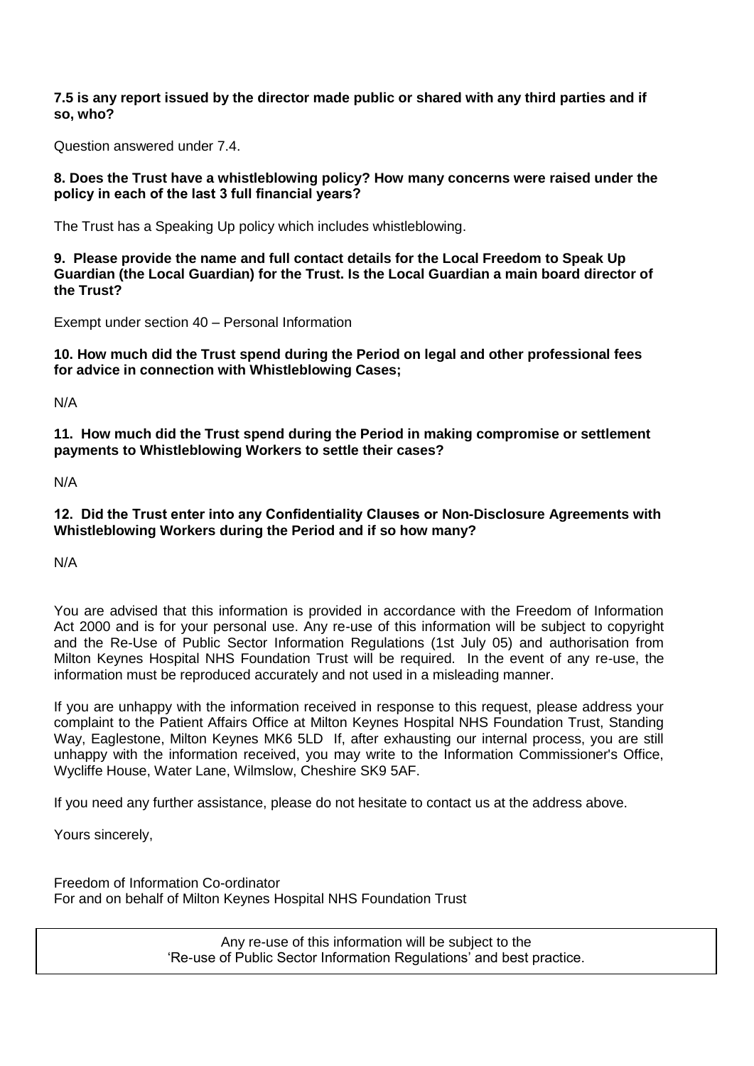**7.5 is any report issued by the director made public or shared with any third parties and if so, who?**

Question answered under 7.4.

**8. Does the Trust have a whistleblowing policy? How many concerns were raised under the policy in each of the last 3 full financial years?**

The Trust has a Speaking Up policy which includes whistleblowing.

**9. Please provide the name and full contact details for the Local Freedom to Speak Up Guardian (the Local Guardian) for the Trust. Is the Local Guardian a main board director of the Trust?**

Exempt under section 40 – Personal Information

**10. How much did the Trust spend during the Period on legal and other professional fees for advice in connection with Whistleblowing Cases;**

N/A

**11. How much did the Trust spend during the Period in making compromise or settlement payments to Whistleblowing Workers to settle their cases?**

N/A

**12. Did the Trust enter into any Confidentiality Clauses or Non-Disclosure Agreements with Whistleblowing Workers during the Period and if so how many?**

N/A

You are advised that this information is provided in accordance with the Freedom of Information Act 2000 and is for your personal use. Any re-use of this information will be subject to copyright and the Re-Use of Public Sector Information Regulations (1st July 05) and authorisation from Milton Keynes Hospital NHS Foundation Trust will be required. In the event of any re-use, the information must be reproduced accurately and not used in a misleading manner.

If you are unhappy with the information received in response to this request, please address your complaint to the Patient Affairs Office at Milton Keynes Hospital NHS Foundation Trust, Standing Way, Eaglestone, Milton Keynes MK6 5LD If, after exhausting our internal process, you are still unhappy with the information received, you may write to the Information Commissioner's Office, Wycliffe House, Water Lane, Wilmslow, Cheshire SK9 5AF.

If you need any further assistance, please do not hesitate to contact us at the address above.

Yours sincerely,

Freedom of Information Co-ordinator
For and on behalf of Milton Keynes Hospital NHS Foundation Trust

Any re-use of this information will be subject to the
'Re-use of Public Sector Information Regulations' and best practice.